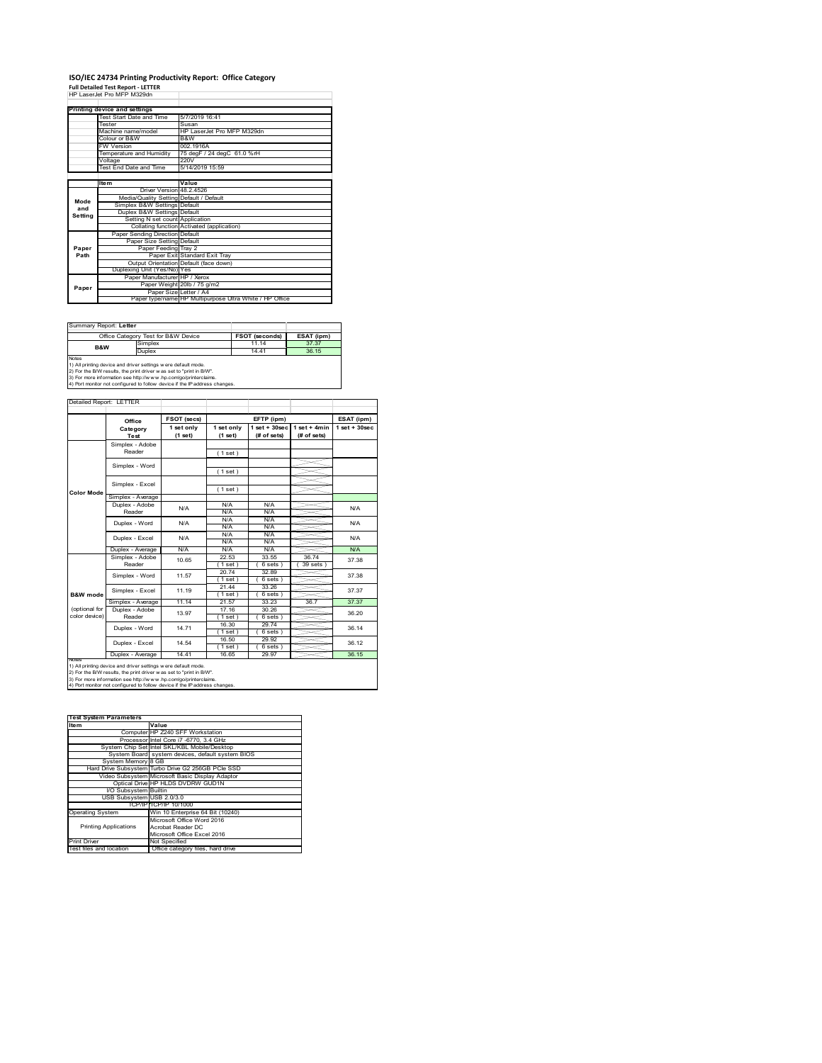# ISO/IEC 24734 Printing Productivity Report: Office Category

**Full Detailed Test Report - LETTER**

HP LaserJet Pro MFP M329dn

| Printing device and settings | |
|---|---|
| Test Start Date and Time | 5/7/2019 16:41 |
| Tester | Susan |
| Machine name/model | HP LaserJet Pro MFP M329dn |
| Colour or B&W | B&W |
| FW Version | 002.1916A |
| Temperature and Humidity | 75 degF / 24 degC 61.0 %rH |
| Voltage | 220V |
| Test End Date and Time | 5/14/2019 15:59 |

| | Item | Value |
|---|---|---|
| Mode and Setting | Driver Version | 48.2.4526 |
| | Media/Quality Setting | Default / Default |
| | Simplex B&W Settings | Default |
| | Duplex B&W Settings | Default |
| | Setting N set count | Application |
| | Collating function | Activated (application) |
| Paper Path | Paper Sending Direction | Default |
| | Paper Size Setting | Default |
| | Paper Feeding | Tray 2 |
| | Paper Exit | Standard Exit Tray |
| | Output Orientation | Default (face down) |
| | Duplexing Unit (Yes/No) | Yes |
| Paper | Paper Manufacturer | HP / Xerox |
| | Paper Weight | 20lb / 75 g/m2 |
| | Paper Size | Letter / A4 |
| | Paper type/name | HP Multipurpose Ultra White / HP Office |

Summary Report: **Letter**

| Office Category Test for B&W Device | | FSOT (seconds) | ESAT (ipm) |
|---|---|---|---|
| B&W | Simplex | 11.14 | 37.37 |
| | Duplex | 14.41 | 36.15 |

Notes
1) All printing device and driver settings were default mode.
2) For the B/W results, the print driver was set to "print in B/W".
3) For more information see http://www.hp.com/go/printerclaims.
4) Port monitor not configured to follow device if the IP address changes.

Detailed Report: LETTER

| | Office Category Test | FSOT (secs) 1 set only (1 set) | EFTP (ipm) 1 set only (1 set) | EFTP (ipm) 1 set + 30sec (# of sets) | EFTP (ipm) 1 set + 4min (# of sets) | ESAT (ipm) 1 set + 30sec |
|---|---|---|---|---|---|---|
| Color Mode | Simplex - Adobe Reader | | (1 set) | | | |
| | Simplex - Word | | (1 set) | | | |
| | Simplex - Excel | | (1 set) | | | |
| | Simplex - Average | | | | | |
| | Duplex - Adobe Reader | N/A | N/A N/A | N/A N/A | | N/A |
| | Duplex - Word | N/A | N/A N/A | N/A N/A | | N/A |
| | Duplex - Excel | N/A | N/A N/A | N/A N/A | | N/A |
| | Duplex - Average | N/A | N/A | N/A | | N/A |
| B&W mode (optional for color device) | Simplex - Adobe Reader | 10.65 | 22.53 (1 set) | 33.55 (6 sets) | 36.74 (39 sets) | 37.38 |
| | Simplex - Word | 11.57 | 20.74 (1 set) | 32.89 (6 sets) | | 37.38 |
| | Simplex - Excel | 11.19 | 21.44 (1 set) | 33.26 (6 sets) | | 37.37 |
| | Simplex - Average | 11.14 | 21.57 | 33.23 | 36.7 | 37.37 |
| | Duplex - Adobe Reader | 13.97 | 17.16 (1 set) | 30.26 (6 sets) | | 36.20 |
| | Duplex - Word | 14.71 | 16.30 (1 set) | 29.74 (6 sets) | | 36.14 |
| | Duplex - Excel | 14.54 | 16.50 (1 set) | 29.92 (6 sets) | | 36.12 |
| | Duplex - Average | 14.41 | 16.65 | 29.97 | | 36.15 |

Notes
1) All printing device and driver settings were default mode.
2) For the B/W results, the print driver was set to "print in B/W".
3) For more information see http://www.hp.com/go/printerclaims.
4) Port monitor not configured to follow device if the IP address changes.

| Test System Parameters | |
|---|---|
| Item | Value |
| Computer | HP Z240 SFF Workstation |
| Processor | Intel Core i7 -6770, 3.4 GHz |
| System Chip Set | Intel SKL/KBL Mobile/Desktop |
| System Board | system devices, default system BIOS |
| System Memory | 8 GB |
| Hard Drive Subsystem | Turbo Drive G2 256GB PCIe SSD |
| Video Subsystem | Microsoft Basic Display Adaptor |
| Optical Drive | HP HLDS DVDRW GUD1N |
| I/O Subsystem | Builtin |
| USB Subsystem | USB 2.0/3.0 |
| TCP/IP | TCP/IP 10/1000 |
| Operating System | Win 10 Enterprise 64 Bit (10240) |
| Printing Applications | Microsoft Office Word 2016<br>Acrobat Reader DC<br>Microsoft Office Excel 2016 |
| Print Driver | Not Specified |
| Test files and location | Office category files, hard drive |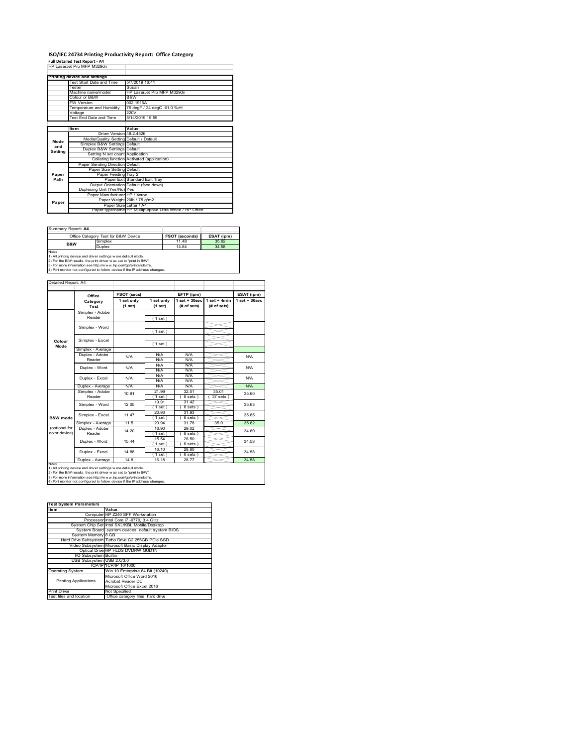# ISO/IEC 24734 Printing Productivity Report: Office Category

**Full Detailed Test Report - A4**

HP LaserJet Pro MFP M329dn

| Printing device and settings | |
|---|---|
| Test Start Date and Time | 5/7/2019 16:41 |
| Tester | Susan |
| Machine name/model | HP LaserJet Pro MFP M329dn |
| Colour or B&W | B&W |
| FW Version | 002.1916A |
| Temperature and Humidity | 75 degF / 24 degC 61.0 %rH |
| Voltage | 220V |
| Test End Date and Time | 5/14/2019 15:59 |

| | Item | Value |
|---|---|---|
| Mode and Setting | Driver Version | 48.2.4526 |
| | Media/Quality Setting | Default / Default |
| | Simplex B&W Settings | Default |
| | Duplex B&W Settings | Default |
| | Setting N set count | Application |
| | Collating function | Activated (application) |
| Paper Path | Paper Sending Direction | Default |
| | Paper Size Setting | Default |
| | Paper Feeding | Tray 2 |
| | Paper Exit | Standard Exit Tray |
| | Output Orientation | Default (face down) |
| | Duplexing Unit (Yes/No) | Yes |
| Paper | Paper Manufacturer | HP / Xerox |
| | Paper Weight | 20lb / 75 g/m2 |
| | Paper Size | Letter / A4 |
| | Paper type/name | HP Multipurpose Ultra White / HP Office |

Summary Report: **A4**

| Office Category Test for B&W Device | | FSOT (seconds) | ESAT (ipm) |
|---|---|---|---|
| B&W | Simplex | 11.48 | 35.62 |
| | Duplex | 14.84 | 34.58 |

Notes
1) All printing device and driver settings were default mode.
2) For the B/W results, the print driver was set to "print in B/W".
3) For more information see http://www.hp.com/go/printerclaims.
4) Port monitor not configured to follow device if the IP address changes.

Detailed Report: A4

| | Office Category Test | FSOT (secs) 1 set only (1 set) | EFTP (ipm) 1 set only (1 set) | EFTP (ipm) 1 set + 30sec (# of sets) | EFTP (ipm) 1 set + 4min (# of sets) | ESAT (ipm) 1 set + 30sec |
|---|---|---|---|---|---|---|
| Colour Mode | Simplex - Adobe Reader | | (1 set) | | | |
| | Simplex - Word | | (1 set) | | | |
| | Simplex - Excel | | (1 set) | | | |
| | Simplex - Average | | | | | |
| | Duplex - Adobe Reader | N/A | N/A N/A | N/A N/A | | N/A |
| | Duplex - Word | N/A | N/A N/A | N/A N/A | | N/A |
| | Duplex - Excel | N/A | N/A N/A | N/A N/A | | N/A |
| | Duplex - Average | N/A | N/A | N/A | | N/A |
| B&W mode (optional for color device) | Simplex - Adobe Reader | 10.91 | 21.99 (1 set) | 32.01 (6 sets) | 35.01 (37 sets) | 35.60 |
| | Simplex - Word | 12.05 | 19.91 (1 set) | 31.42 (6 sets) | | 35.63 |
| | Simplex - Excel | 11.47 | 20.93 (1 set) | 31.93 (6 sets) | | 35.65 |
| | Simplex - Average | 11.5 | 20.94 | 31.78 | 35.0 | 35.62 |
| | Duplex - Adobe Reader | 14.20 | 16.90 (1 set) | 29.02 (6 sets) | | 34.60 |
| | Duplex - Word | 15.44 | 15.54 (1 set) | 28.50 (6 sets) | | 34.58 |
| | Duplex - Excel | 14.88 | 16.10 (1 set) | 28.80 (6 sets) | | 34.58 |
| | Duplex - Average | 14.8 | 16.18 | 28.77 | | 34.58 |

Notes
1) All printing device and driver settings were default mode.
2) For the B/W results, the print driver was set to "print in B/W".
3) For more information see http://www.hp.com/go/printerclaims.
4) Port monitor not configured to follow device if the IP address changes.

| Test System Parameters | |
|---|---|
| Item | Value |
| Computer | HP Z240 SFF Workstation |
| Processor | Intel Core i7 -6770, 3.4 GHz |
| System Chip Set | Intel SKL/KBL Mobile/Desktop |
| System Board | system devices, default system BIOS |
| System Memory | 8 GB |
| Hard Drive Subsystem | Turbo Drive G2 256GB PCIe SSD |
| Video Subsystem | Microsoft Basic Display Adaptor |
| Optical Drive | HP HLDS DVDRW GUD1N |
| I/O Subsystem | Builtin |
| USB Subsystem | USB 2.0/3.0 |
| TCP/IP | TCP/IP 10/1000 |
| Operating System | Win 10 Enterprise 64 Bit (10240) |
| Printing Applications | Microsoft Office Word 2016<br>Acrobat Reader DC<br>Microsoft Office Excel 2016 |
| Print Driver | Not Specified |
| Test files and location | Office category files, hard drive |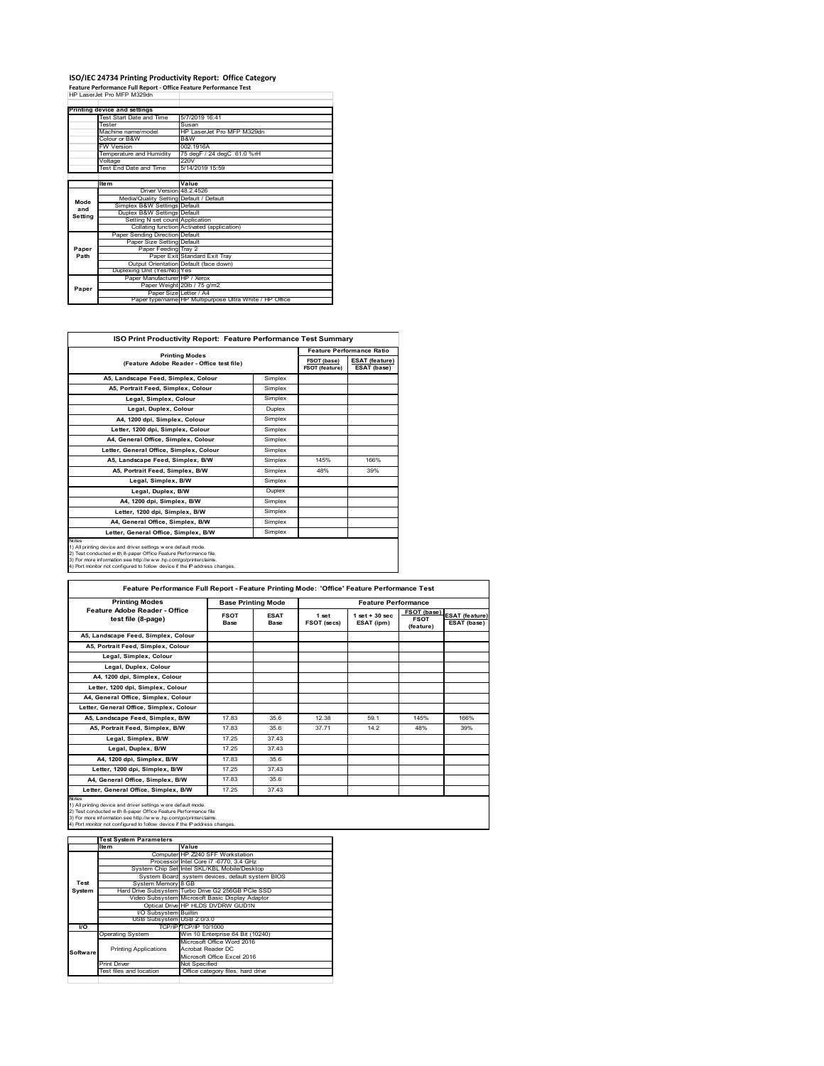# ISO/IEC 24734 Printing Productivity Report: Office Category

**Feature Performance Full Report - Office Feature Performance Test**

HP LaserJet Pro MFP M329dn

| Printing device and settings | | |
|---|---|---|
| | Test Start Date and Time | 5/7/2019 16:41 |
| | Tester | Susan |
| | Machine name/model | HP LaserJet Pro MFP M329dn |
| | Colour or B&W | B&W |
| | FW Version | 002.1916A |
| | Temperature and Humidity | 75 degF / 24 degC 61.0 %rH |
| | Voltage | 220V |
| | Test End Date and Time | 5/14/2019 15:59 |

| | Item | Value |
|---|---|---|
| Mode and Setting | Driver Version | 48.2.4526 |
| | Media/Quality Setting | Default / Default |
| | Simplex B&W Settings | Default |
| | Duplex B&W Settings | Default |
| | Setting N set count | Application |
| | Collating function | Activated (application) |
| Paper Path | Paper Sending Direction | Default |
| | Paper Size Setting | Default |
| | Paper Feeding | Tray 2 |
| | Paper Exit | Standard Exit Tray |
| | Output Orientation | Default (face down) |
| | Duplexing Unit (Yes/No) | Yes |
| Paper | Paper Manufacturer | HP / Xerox |
| | Paper Weight | 20lb / 75 g/m2 |
| | Paper Size | Letter / A4 |
| | Paper type/name | HP Multipurpose Ultra White / HP Office |

## ISO Print Productivity Report: Feature Performance Test Summary

| Printing Modes (Feature Adobe Reader - Office test file) | | Feature Performance Ratio | |
|---|---|---|---|
| | | FSOT (base) / FSOT (feature) | ESAT (feature) / ESAT (base) |
| A5, Landscape Feed, Simplex, Colour | Simplex | | |
| A5, Portrait Feed, Simplex, Colour | Simplex | | |
| Legal, Simplex, Colour | Simplex | | |
| Legal, Duplex, Colour | Duplex | | |
| A4, 1200 dpi, Simplex, Colour | Simplex | | |
| Letter, 1200 dpi, Simplex, Colour | Simplex | | |
| A4, General Office, Simplex, Colour | Simplex | | |
| Letter, General Office, Simplex, Colour | Simplex | | |
| A5, Landscape Feed, Simplex, B/W | Simplex | 145% | 166% |
| A5, Portrait Feed, Simplex, B/W | Simplex | 48% | 39% |
| Legal, Simplex, B/W | Simplex | | |
| Legal, Duplex, B/W | Duplex | | |
| A4, 1200 dpi, Simplex, B/W | Simplex | | |
| Letter, 1200 dpi, Simplex, B/W | Simplex | | |
| A4, General Office, Simplex, B/W | Simplex | | |
| Letter, General Office, Simplex, B/W | Simplex | | |

Notes
1) All printing device and driver settings were default mode.
2) Test conducted with 8-paper Office Feature Performance file.
3) For more information see http://www.hp.com/go/printerclaims.
4) Port monitor not configured to follow device if the IP address changes.

## Feature Performance Full Report - Feature Printing Mode: 'Office' Feature Performance Test

| Printing Modes Feature Adobe Reader - Office test file (8-page) | Base Printing Mode | | Feature Performance | | | |
|---|---|---|---|---|---|---|
| | FSOT Base | ESAT Base | 1 set FSOT (secs) | 1 set + 30 sec ESAT (ipm) | FSOT (base) / FSOT (feature) | ESAT (feature) / ESAT (base) |
| A5, Landscape Feed, Simplex, Colour | | | | | | |
| A5, Portrait Feed, Simplex, Colour | | | | | | |
| Legal, Simplex, Colour | | | | | | |
| Legal, Duplex, Colour | | | | | | |
| A4, 1200 dpi, Simplex, Colour | | | | | | |
| Letter, 1200 dpi, Simplex, Colour | | | | | | |
| A4, General Office, Simplex, Colour | | | | | | |
| Letter, General Office, Simplex, Colour | | | | | | |
| A5, Landscape Feed, Simplex, B/W | 17.83 | 35.6 | 12.38 | 59.1 | 145% | 166% |
| A5, Portrait Feed, Simplex, B/W | 17.83 | 35.6 | 37.71 | 14.2 | 48% | 39% |
| Legal, Simplex, B/W | 17.25 | 37.43 | | | | |
| Legal, Duplex, B/W | 17.25 | 37.43 | | | | |
| A4, 1200 dpi, Simplex, B/W | 17.83 | 35.6 | | | | |
| Letter, 1200 dpi, Simplex, B/W | 17.25 | 37.43 | | | | |
| A4, General Office, Simplex, B/W | 17.83 | 35.6 | | | | |
| Letter, General Office, Simplex, B/W | 17.25 | 37.43 | | | | |

Notes
1) All printing device and driver settings were default mode.
2) Test conducted with 8-paper Office Feature Performance file
3) For more information see http://www.hp.com/go/printerclaims.
4) Port monitor not configured to follow device if the IP address changes.

| Test System Parameters | | |
|---|---|---|
| | Item | Value |
| Test System | Computer | HP Z240 SFF Workstation |
| | Processor | Intel Core i7 -6770, 3.4 GHz |
| | System Chip Set | Intel SKL/KBL Mobile/Desktop |
| | System Board | system devices, default system BIOS |
| | System Memory | 8 GB |
| | Hard Drive Subsystem | Turbo Drive G2 256GB PCIe SSD |
| | Video Subsystem | Microsoft Basic Display Adaptor |
| | Optical Drive | HP HLDS DVDRW GUD1N |
| | I/O Subsystem | Builtin |
| | USB Subsystem | USB 2.0/3.0 |
| I/O | TCP/IP | TCP/IP 10/1000 |
| Software | Operating System | Win 10 Enterprise 64 Bit (10240) |
| | Printing Applications | Microsoft Office Word 2016<br>Acrobat Reader DC<br>Microsoft Office Excel 2016 |
| | Print Driver | Not Specified |
| | Test files and location | Office category files, hard drive |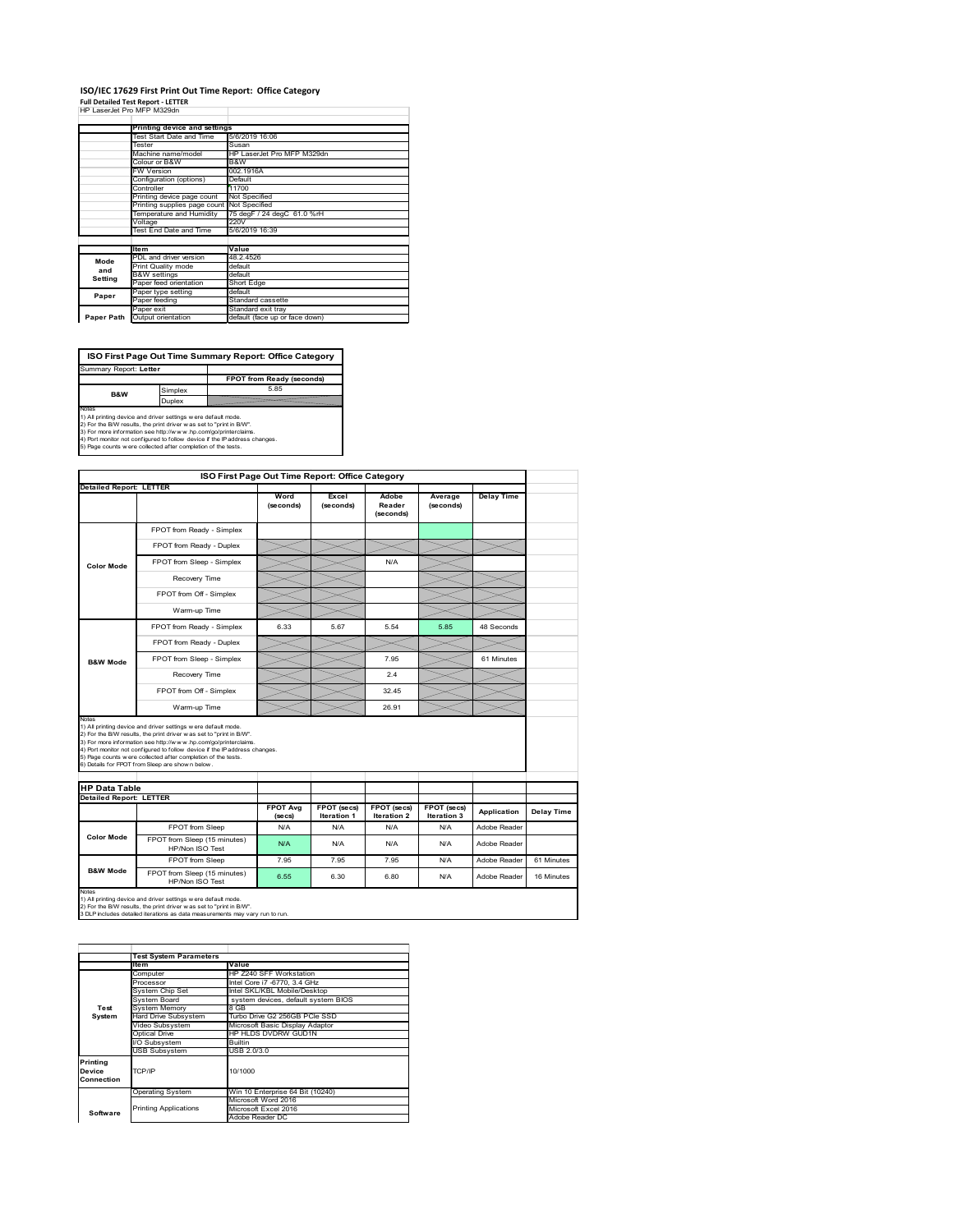# ISO/IEC 17629 First Print Out Time Report: Office Category

**Full Detailed Test Report - LETTER**

HP LaserJet Pro MFP M329dn

| | Printing device and settings | |
|---|---|---|
| | Test Start Date and Time | 5/6/2019 16:06 |
| | Tester | Susan |
| | Machine name/model | HP LaserJet Pro MFP M329dn |
| | Colour or B&W | B&W |
| | FW Version | 002.1916A |
| | Configuration (options) | Default |
| | Controller | 11700 |
| | Printing device page count | Not Specified |
| | Printing supplies page count | Not Specified |
| | Temperature and Humidity | 75 degF / 24 degC 61.0 %rH |
| | Voltage | 220V |
| | Test End Date and Time | 5/6/2019 16:39 |

| | Item | Value |
|---|---|---|
| Mode and Setting | PDL and driver version | 48.2.4526 |
| | Print Quality mode | default |
| | B&W settings | default |
| | Paper feed orientation | Short Edge |
| Paper | Paper type setting | default |
| | Paper feeding | Standard cassette |
| | Paper exit | Standard exit tray |
| Paper Path | Output orientation | default (face up or face down) |

**ISO First Page Out Time Summary Report: Office Category**

Summary Report: **Letter**

| | | FPOT from Ready (seconds) |
|---|---|---|
| B&W | Simplex | 5.85 |
| | Duplex | |

Notes
1) All printing device and driver settings were default mode.
2) For the B/W results, the print driver was set to "print in B/W".
3) For more information see http://www.hp.com/go/printerclaims.
4) Port monitor not configured to follow device if the IP address changes.
5) Page counts were collected after completion of the tests.

**ISO First Page Out Time Report: Office Category**

Detailed Report: **LETTER**

| | | Word (seconds) | Excel (seconds) | Adobe Reader (seconds) | Average (seconds) | Delay Time |
|---|---|---|---|---|---|---|
| Color Mode | FPOT from Ready - Simplex | | | | | |
| | FPOT from Ready - Duplex | | | | | |
| | FPOT from Sleep - Simplex | | | N/A | | |
| | Recovery Time | | | | | |
| | FPOT from Off - Simplex | | | | | |
| | Warm-up Time | | | | | |
| B&W Mode | FPOT from Ready - Simplex | 6.33 | 5.67 | 5.54 | 5.85 | 48 Seconds |
| | FPOT from Ready - Duplex | | | | | |
| | FPOT from Sleep - Simplex | | | 7.95 | | 61 Minutes |
| | Recovery Time | | | 2.4 | | |
| | FPOT from Off - Simplex | | | 32.45 | | |
| | Warm-up Time | | | 26.91 | | |

Notes
1) All printing device and driver settings were default mode.
2) For the B/W results, the print driver was set to "print in B/W".
3) For more information see http://www.hp.com/go/printerclaims.
4) Port monitor not configured to follow device if the IP address changes.
5) Page counts were collected after completion of the tests.
6) Details for FPOT from Sleep are shown below.

**HP Data Table**

Detailed Report: **LETTER**

| | | FPOT Avg (secs) | FPOT (secs) Iteration 1 | FPOT (secs) Iteration 2 | FPOT (secs) Iteration 3 | Application | Delay Time |
|---|---|---|---|---|---|---|---|
| Color Mode | FPOT from Sleep | N/A | N/A | N/A | N/A | Adobe Reader | |
| | FPOT from Sleep (15 minutes) HP/Non ISO Test | N/A | N/A | N/A | N/A | Adobe Reader | |
| B&W Mode | FPOT from Sleep | 7.95 | 7.95 | 7.95 | N/A | Adobe Reader | 61 Minutes |
| | FPOT from Sleep (15 minutes) HP/Non ISO Test | 6.55 | 6.30 | 6.80 | N/A | Adobe Reader | 16 Minutes |

Notes
1) All printing device and driver settings were default mode.
2) For the B/W results, the print driver was set to "print in B/W".
3 DLP includes detailed iterations as data measurements may vary run to run.

| | Test System Parameters | |
|---|---|---|
| | Item | Value |
| Test System | Computer | HP Z240 SFF Workstation |
| | Processor | Intel Core i7 -6770, 3.4 GHz |
| | System Chip Set | Intel SKL/KBL Mobile/Desktop |
| | System Board | system devices, default system BIOS |
| | System Memory | 8 GB |
| | Hard Drive Subsystem | Turbo Drive G2 256GB PCIe SSD |
| | Video Subsystem | Microsoft Basic Display Adaptor |
| | Optical Drive | HP HLDS DVDRW GUD1N |
| | I/O Subsystem | Builtin |
| | USB Subsystem | USB 2.0/3.0 |
| Printing Device Connection | TCP/IP | 10/1000 |
| Software | Operating System | Win 10 Enterprise 64 Bit (10240) |
| | Printing Applications | Microsoft Word 2016 |
| | | Microsoft Excel 2016 |
| | | Adobe Reader DC |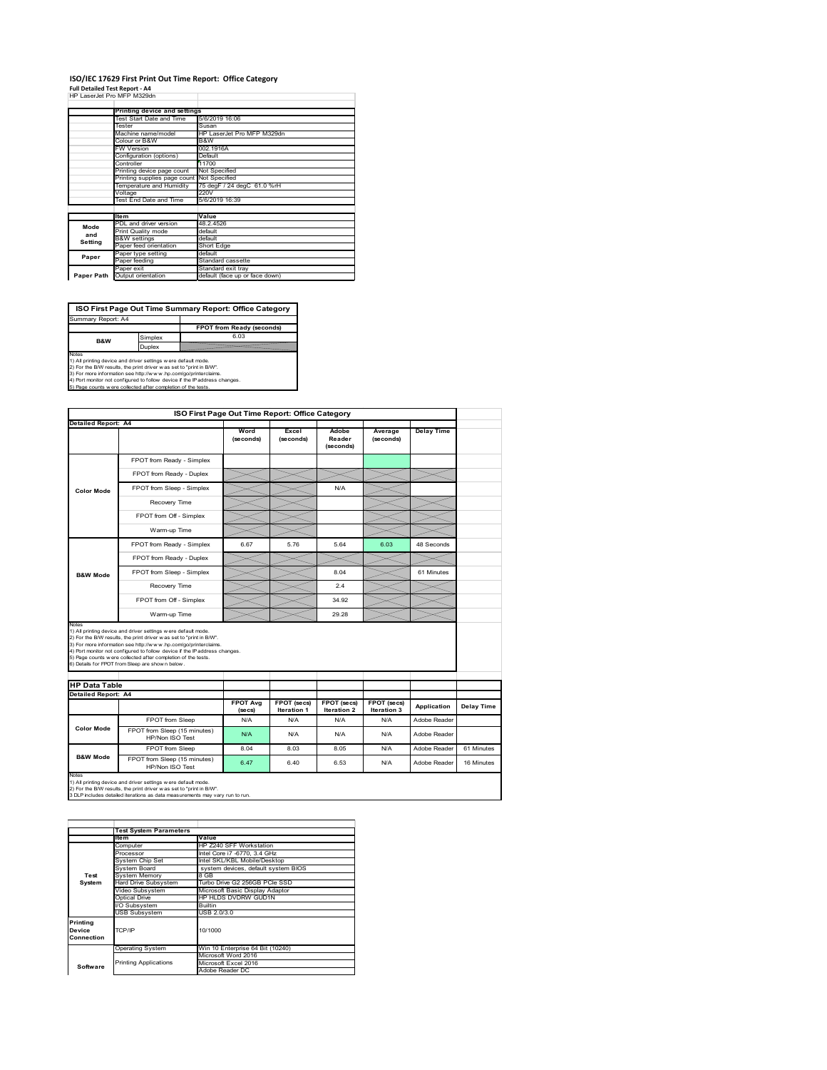# ISO/IEC 17629 First Print Out Time Report: Office Category

**Full Detailed Test Report - A4**

HP LaserJet Pro MFP M329dn

| | Printing device and settings | |
|---|---|---|
| | Test Start Date and Time | 5/6/2019 16:06 |
| | Tester | Susan |
| | Machine name/model | HP LaserJet Pro MFP M329dn |
| | Colour or B&W | B&W |
| | FW Version | 002.1916A |
| | Configuration (options) | Default |
| | Controller | 11700 |
| | Printing device page count | Not Specified |
| | Printing supplies page count | Not Specified |
| | Temperature and Humidity | 75 degF / 24 degC 61.0 %rH |
| | Voltage | 220V |
| | Test End Date and Time | 5/6/2019 16:39 |

| | Item | Value |
|---|---|---|
| Mode and Setting | PDL and driver version | 48.2.4526 |
| | Print Quality mode | default |
| | B&W settings | default |
| | Paper feed orientation | Short Edge |
| Paper | Paper type setting | default |
| | Paper feeding | Standard cassette |
| | Paper exit | Standard exit tray |
| Paper Path | Output orientation | default (face up or face down) |

| ISO First Page Out Time Summary Report: Office Category | | |
|---|---|---|
| Summary Report: A4 | | |
| | | FPOT from Ready (seconds) |
| B&W | Simplex | 6.03 |
| | Duplex | |

Notes
1) All printing device and driver settings were default mode.
2) For the B/W results, the print driver was set to "print in B/W".
3) For more information see http://www.hp.com/go/printerclaims.
4) Port monitor not configured to follow device if the IP address changes.
5) Page counts were collected after completion of the tests.

| ISO First Page Out Time Report: Office Category | | | | | | |
|---|---|---|---|---|---|---|
| Detailed Report: A4 | | Word (seconds) | Excel (seconds) | Adobe Reader (seconds) | Average (seconds) | Delay Time |
| Color Mode | FPOT from Ready - Simplex | | | | | |
| | FPOT from Ready - Duplex | | | | | |
| | FPOT from Sleep - Simplex | | | N/A | | |
| | Recovery Time | | | | | |
| | FPOT from Off - Simplex | | | | | |
| | Warm-up Time | | | | | |
| B&W Mode | FPOT from Ready - Simplex | 6.67 | 5.76 | 5.64 | 6.03 | 48 Seconds |
| | FPOT from Ready - Duplex | | | | | |
| | FPOT from Sleep - Simplex | | | 8.04 | | 61 Minutes |
| | Recovery Time | | | 2.4 | | |
| | FPOT from Off - Simplex | | | 34.92 | | |
| | Warm-up Time | | | 29.28 | | |

Notes
1) All printing device and driver settings were default mode.
2) For the B/W results, the print driver was set to "print in B/W".
3) For more information see http://www.hp.com/go/printerclaims.
4) Port monitor not configured to follow device if the IP address changes.
5) Page counts were collected after completion of the tests.
6) Details for FPOT from Sleep are shown below.

| HP Data Table | | | | | | | |
|---|---|---|---|---|---|---|---|
| Detailed Report: A4 | | FPOT Avg (secs) | FPOT (secs) Iteration 1 | FPOT (secs) Iteration 2 | FPOT (secs) Iteration 3 | Application | Delay Time |
| Color Mode | FPOT from Sleep | N/A | N/A | N/A | N/A | Adobe Reader | |
| | FPOT from Sleep (15 minutes) HP/Non ISO Test | N/A | N/A | N/A | N/A | Adobe Reader | |
| B&W Mode | FPOT from Sleep | 8.04 | 8.03 | 8.05 | N/A | Adobe Reader | 61 Minutes |
| | FPOT from Sleep (15 minutes) HP/Non ISO Test | 6.47 | 6.40 | 6.53 | N/A | Adobe Reader | 16 Minutes |

Notes
1) All printing device and driver settings were default mode.
2) For the B/W results, the print driver was set to "print in B/W".
3 DLP includes detailed iterations as data measurements may vary run to run.

| | Test System Parameters | |
|---|---|---|
| | Item | Value |
| Test System | Computer | HP Z240 SFF Workstation |
| | Processor | Intel Core i7 -6770, 3.4 GHz |
| | System Chip Set | Intel SKL/KBL Mobile/Desktop |
| | System Board | system devices, default system BIOS |
| | System Memory | 8 GB |
| | Hard Drive Subsystem | Turbo Drive G2 256GB PCIe SSD |
| | Video Subsystem | Microsoft Basic Display Adaptor |
| | Optical Drive | HP HLDS DVDRW GUD1N |
| | I/O Subsystem | Builtin |
| | USB Subsystem | USB 2.0/3.0 |
| Printing Device Connection | TCP/IP | 10/1000 |
| Software | Operating System | Win 10 Enterprise 64 Bit (10240) |
| | Printing Applications | Microsoft Word 2016 |
| | | Microsoft Excel 2016 |
| | | Adobe Reader DC |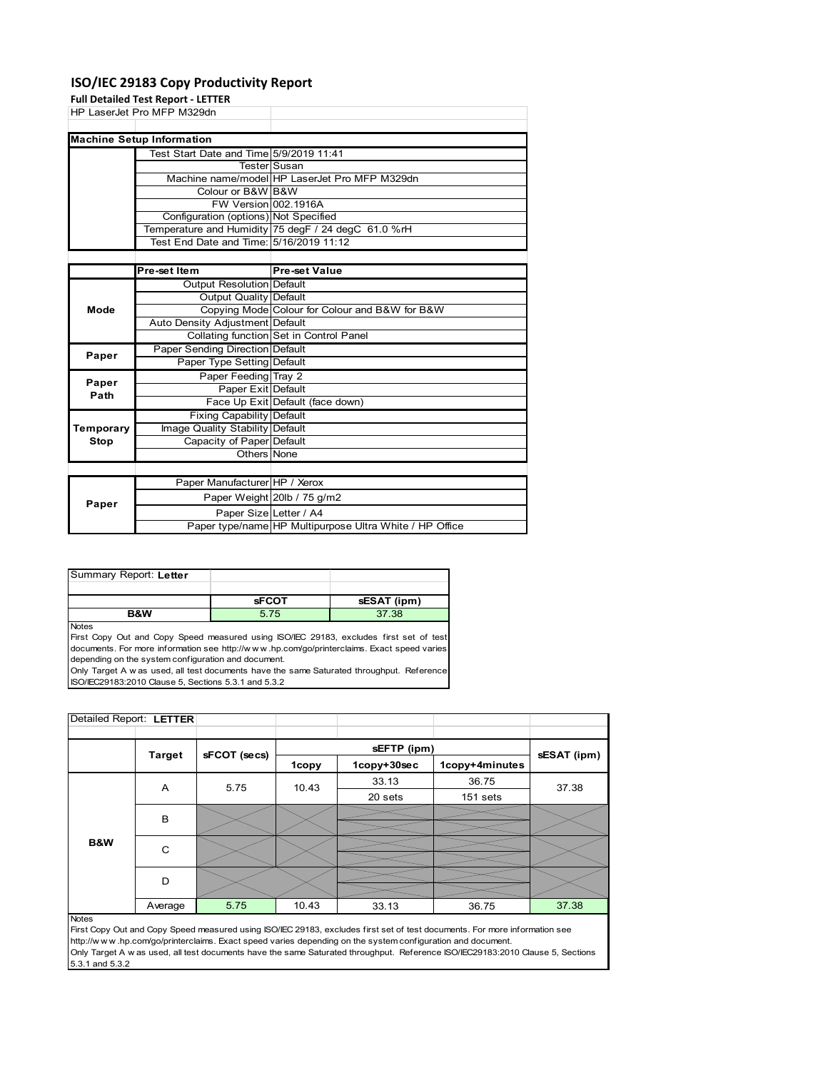# ISO/IEC 29183 Copy Productivity Report

**Full Detailed Test Report - LETTER**

HP LaserJet Pro MFP M329dn

| Machine Setup Information | | |
|---|---|---|
| | Test Start Date and Time | 5/9/2019 11:41 |
| | Tester | Susan |
| | Machine name/model | HP LaserJet Pro MFP M329dn |
| | Colour or B&W | B&W |
| | FW Version | 002.1916A |
| | Configuration (options) | Not Specified |
| | Temperature and Humidity | 75 degF / 24 degC 61.0 %rH |
| | Test End Date and Time: | 5/16/2019 11:12 |

| | Pre-set Item | Pre-set Value |
|---|---|---|
| Mode | Output Resolution | Default |
| | Output Quality | Default |
| | Copying Mode | Colour for Colour and B&W for B&W |
| | Auto Density Adjustment | Default |
| | Collating function | Set in Control Panel |
| Paper | Paper Sending Direction | Default |
| | Paper Type Setting | Default |
| Paper Path | Paper Feeding | Tray 2 |
| | Paper Exit | Default |
| | Face Up Exit | Default (face down) |
| Temporary Stop | Fixing Capability | Default |
| | Image Quality Stability | Default |
| | Capacity of Paper | Default |
| | Others | None |

| | | |
|---|---|---|
| Paper | Paper Manufacturer | HP / Xerox |
| | Paper Weight | 20lb / 75 g/m2 |
| | Paper Size | Letter / A4 |
| | Paper type/name | HP Multipurpose Ultra White / HP Office |

Summary Report: **Letter**

| | sFCOT | sESAT (ipm) |
|---|---|---|
| B&W | 5.75 | 37.38 |

Notes

First Copy Out and Copy Speed measured using ISO/IEC 29183, excludes first set of test documents. For more information see http://w w w .hp.com/go/printerclaims. Exact speed varies depending on the system configuration and document.

Only Target A w as used, all test documents have the same Saturated throughput. Reference ISO/IEC29183:2010 Clause 5, Sections 5.3.1 and 5.3.2

Detailed Report: **LETTER**

| | Target | sFCOT (secs) | sEFTP (ipm) | | | sESAT (ipm) |
|---|---|---|---|---|---|---|
| | | | 1copy | 1copy+30sec | 1copy+4minutes | |
| B&W | A | 5.75 | 10.43 | 33.13 | 36.75 | 37.38 |
| | | | | 20 sets | 151 sets | |
| | B | | | | | |
| | C | | | | | |
| | D | | | | | |
| | Average | 5.75 | 10.43 | 33.13 | 36.75 | 37.38 |

Notes

First Copy Out and Copy Speed measured using ISO/IEC 29183, excludes first set of test documents. For more information see http://w w w .hp.com/go/printerclaims. Exact speed varies depending on the system configuration and document.

Only Target A w as used, all test documents have the same Saturated throughput. Reference ISO/IEC29183:2010 Clause 5, Sections 5.3.1 and 5.3.2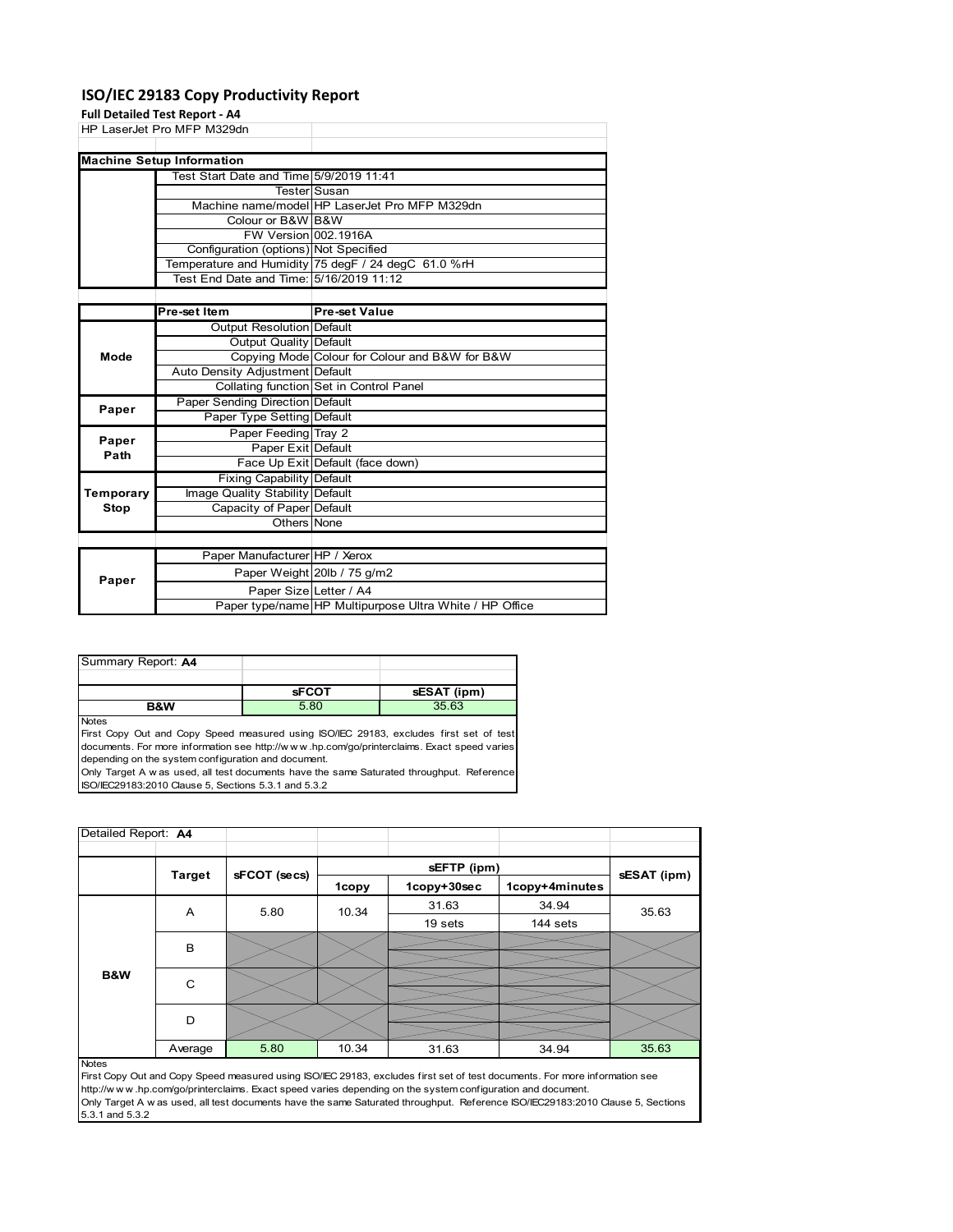# ISO/IEC 29183 Copy Productivity Report

**Full Detailed Test Report - A4**

HP LaserJet Pro MFP M329dn

| Machine Setup Information | | |
|---|---|---|
| | Test Start Date and Time | 5/9/2019 11:41 |
| | Tester | Susan |
| | Machine name/model | HP LaserJet Pro MFP M329dn |
| | Colour or B&W | B&W |
| | FW Version | 002.1916A |
| | Configuration (options) | Not Specified |
| | Temperature and Humidity | 75 degF / 24 degC 61.0 %rH |
| | Test End Date and Time: | 5/16/2019 11:12 |

| | Pre-set Item | Pre-set Value |
|---|---|---|
| Mode | Output Resolution | Default |
| | Output Quality | Default |
| | Copying Mode | Colour for Colour and B&W for B&W |
| | Auto Density Adjustment | Default |
| | Collating function | Set in Control Panel |
| Paper | Paper Sending Direction | Default |
| | Paper Type Setting | Default |
| Paper Path | Paper Feeding | Tray 2 |
| | Paper Exit | Default |
| | Face Up Exit | Default (face down) |
| Temporary Stop | Fixing Capability | Default |
| | Image Quality Stability | Default |
| | Capacity of Paper | Default |
| | Others | None |

| | | |
|---|---|---|
| Paper | Paper Manufacturer | HP / Xerox |
| | Paper Weight | 20lb / 75 g/m2 |
| | Paper Size | Letter / A4 |
| | Paper type/name | HP Multipurpose Ultra White / HP Office |

Summary Report: **A4**

| | sFCOT | sESAT (ipm) |
|---|---|---|
| **B&W** | 5.80 | 35.63 |

Notes

First Copy Out and Copy Speed measured using ISO/IEC 29183, excludes first set of test documents. For more information see http://w w w .hp.com/go/printerclaims. Exact speed varies depending on the system configuration and document.

Only Target A w as used, all test documents have the same Saturated throughput. Reference ISO/IEC29183:2010 Clause 5, Sections 5.3.1 and 5.3.2

Detailed Report: **A4**

| | Target | sFCOT (secs) | sEFTP (ipm) | | | sESAT (ipm) |
|---|---|---|---|---|---|---|
| | | | 1copy | 1copy+30sec | 1copy+4minutes | |
| B&W | A | 5.80 | 10.34 | 31.63 | 34.94 | 35.63 |
| | | | | 19 sets | 144 sets | |
| | B | | | | | |
| | C | | | | | |
| | D | | | | | |
| | Average | 5.80 | 10.34 | 31.63 | 34.94 | 35.63 |

Notes

First Copy Out and Copy Speed measured using ISO/IEC 29183, excludes first set of test documents. For more information see http://w w w .hp.com/go/printerclaims. Exact speed varies depending on the system configuration and document.

Only Target A w as used, all test documents have the same Saturated throughput. Reference ISO/IEC29183:2010 Clause 5, Sections 5.3.1 and 5.3.2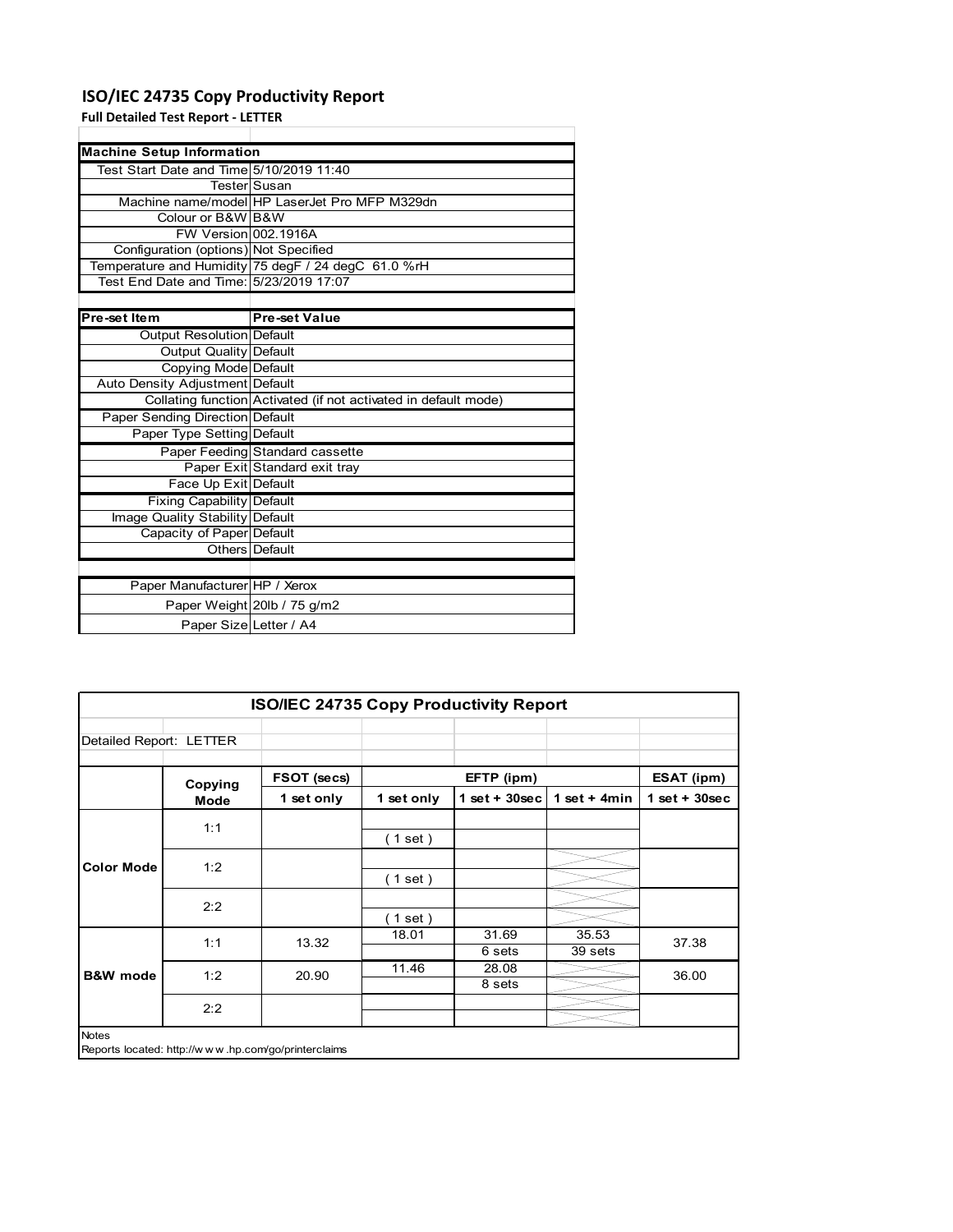# ISO/IEC 24735 Copy Productivity Report

**Full Detailed Test Report - LETTER**

| Machine Setup Information | |
|---|---|
| Test Start Date and Time | 5/10/2019 11:40 |
| Tester | Susan |
| Machine name/model | HP LaserJet Pro MFP M329dn |
| Colour or B&W | B&W |
| FW Version | 002.1916A |
| Configuration (options) | Not Specified |
| Temperature and Humidity | 75 degF / 24 degC 61.0 %rH |
| Test End Date and Time: | 5/23/2019 17:07 |

| Pre-set Item | Pre-set Value |
|---|---|
| Output Resolution | Default |
| Output Quality | Default |
| Copying Mode | Default |
| Auto Density Adjustment | Default |
| Collating function | Activated (if not activated in default mode) |
| Paper Sending Direction | Default |
| Paper Type Setting | Default |
| Paper Feeding | Standard cassette |
| Paper Exit | Standard exit tray |
| Face Up Exit | Default |
| Fixing Capability | Default |
| Image Quality Stability | Default |
| Capacity of Paper | Default |
| Others | Default |

| | |
|---|---|
| Paper Manufacturer | HP / Xerox |
| Paper Weight | 20lb / 75 g/m2 |
| Paper Size | Letter / A4 |

**ISO/IEC 24735 Copy Productivity Report**

Detailed Report: LETTER

| | Copying Mode | FSOT (secs) | EFTP (ipm) | | | ESAT (ipm) |
|---|---|---|---|---|---|---|
| | | 1 set only | 1 set only | 1 set + 30sec | 1 set + 4min | 1 set + 30sec |
| Color Mode | 1:1 | | ( 1 set ) | | | |
| | 1:2 | | ( 1 set ) | | | |
| | 2:2 | | ( 1 set ) | | | |
| B&W mode | 1:1 | 13.32 | 18.01 | 31.69<br>6 sets | 35.53<br>39 sets | 37.38 |
| | 1:2 | 20.90 | 11.46 | 28.08<br>8 sets | | 36.00 |
| | 2:2 | | | | | |

Notes

Reports located: http://w w w .hp.com/go/printerclaims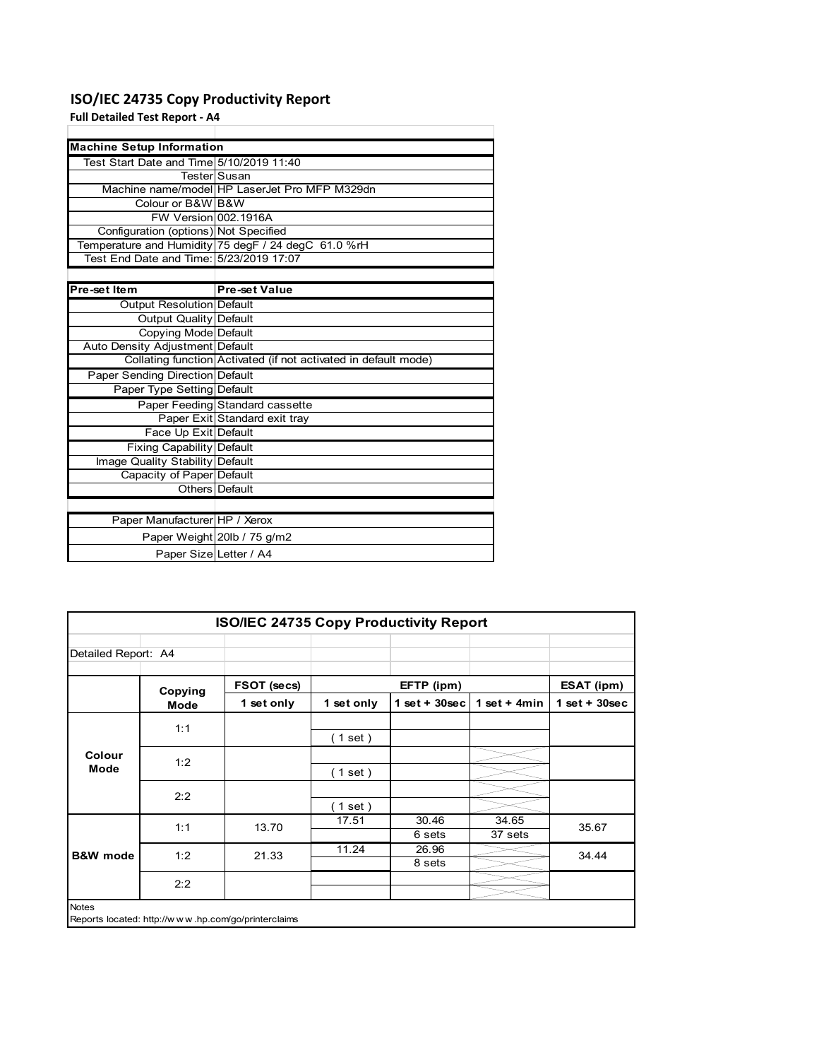# ISO/IEC 24735 Copy Productivity Report

**Full Detailed Test Report - A4**

| Machine Setup Information | |
|---|---|
| Test Start Date and Time | 5/10/2019 11:40 |
| Tester | Susan |
| Machine name/model | HP LaserJet Pro MFP M329dn |
| Colour or B&W | B&W |
| FW Version | 002.1916A |
| Configuration (options) | Not Specified |
| Temperature and Humidity | 75 degF / 24 degC 61.0 %rH |
| Test End Date and Time: | 5/23/2019 17:07 |

| Pre-set Item | Pre-set Value |
|---|---|
| Output Resolution | Default |
| Output Quality | Default |
| Copying Mode | Default |
| Auto Density Adjustment | Default |
| Collating function | Activated (if not activated in default mode) |
| Paper Sending Direction | Default |
| Paper Type Setting | Default |
| Paper Feeding | Standard cassette |
| Paper Exit | Standard exit tray |
| Face Up Exit | Default |
| Fixing Capability | Default |
| Image Quality Stability | Default |
| Capacity of Paper | Default |
| Others | Default |

| | |
|---|---|
| Paper Manufacturer | HP / Xerox |
| Paper Weight | 20lb / 75 g/m2 |
| Paper Size | Letter / A4 |

## ISO/IEC 24735 Copy Productivity Report

Detailed Report: A4

| | Copying Mode | FSOT (secs) | EFTP (ipm) | | | ESAT (ipm) |
|---|---|---|---|---|---|---|
| | | 1 set only | 1 set only | 1 set + 30sec | 1 set + 4min | 1 set + 30sec |
| Colour Mode | 1:1 | | ( 1 set ) | | | |
| | 1:2 | | ( 1 set ) | | | |
| | 2:2 | | ( 1 set ) | | | |
| B&W mode | 1:1 | 13.70 | 17.51 | 30.46<br>6 sets | 34.65<br>37 sets | 35.67 |
| | 1:2 | 21.33 | 11.24 | 26.96<br>8 sets | | 34.44 |
| | 2:2 | | | | | |

Notes

Reports located: http://www.hp.com/go/printerclaims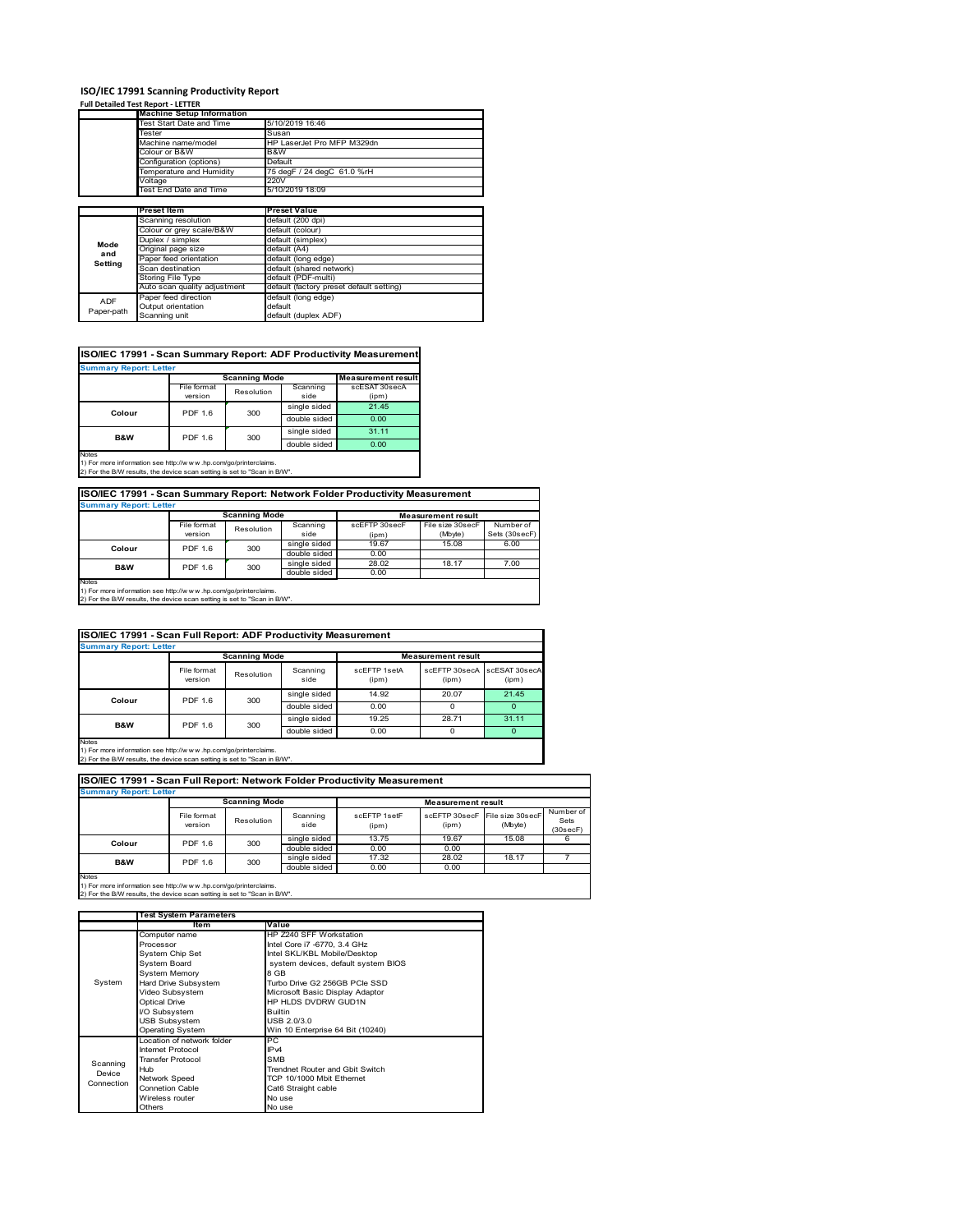# ISO/IEC 17991 Scanning Productivity Report

**Full Detailed Test Report - LETTER**

| | Machine Setup Information | |
|---|---|---|
| | Test Start Date and Time | 5/10/2019 16:46 |
| | Tester | Susan |
| | Machine name/model | HP LaserJet Pro MFP M329dn |
| | Colour or B&W | B&W |
| | Configuration (options) | Default |
| | Temperature and Humidity | 75 degF / 24 degC 61.0 %rH |
| | Voltage | 220V |
| | Test End Date and Time | 5/10/2019 18:09 |

| | Preset Item | Preset Value |
|---|---|---|
| Mode and Setting | Scanning resolution | default (200 dpi) |
| | Colour or grey scale/B&W | default (colour) |
| | Duplex / simplex | default (simplex) |
| | Original page size | default (A4) |
| | Paper feed orientation | default (long edge) |
| | Scan destination | default (shared network) |
| | Storing File Type | default (PDF-multi) |
| | Auto scan quality adjustment | default (factory preset default setting) |
| ADF Paper-path | Paper feed direction | default (long edge) |
| | Output orientation | default |
| | Scanning unit | default (duplex ADF) |

## ISO/IEC 17991 - Scan Summary Report: ADF Productivity Measurement

**Summary Report: Letter**

| | Scanning Mode | | | Measurement result |
|---|---|---|---|---|
| | File format version | Resolution | Scanning side | scESAT 30secA (ipm) |
| Colour | PDF 1.6 | 300 | single sided | 21.45 |
| | | | double sided | 0.00 |
| B&W | PDF 1.6 | 300 | single sided | 31.11 |
| | | | double sided | 0.00 |

Notes
1) For more information see http://www.hp.com/go/printerclaims.
2) For the B/W results, the device scan setting is set to "Scan in B/W".

## ISO/IEC 17991 - Scan Summary Report: Network Folder Productivity Measurement

**Summary Report: Letter**

| | Scanning Mode | | | Measurement result | | |
|---|---|---|---|---|---|---|
| | File format version | Resolution | Scanning side | scEFTP 30secF (ipm) | File size 30secF (Mbyte) | Number of Sets (30secF) |
| Colour | PDF 1.6 | 300 | single sided | 19.67 | 15.08 | 6.00 |
| | | | double sided | 0.00 | | |
| B&W | PDF 1.6 | 300 | single sided | 28.02 | 18.17 | 7.00 |
| | | | double sided | 0.00 | | |

Notes
1) For more information see http://www.hp.com/go/printerclaims.
2) For the B/W results, the device scan setting is set to "Scan in B/W".

## ISO/IEC 17991 - Scan Full Report: ADF Productivity Measurement

**Summary Report: Letter**

| | Scanning Mode | | | Measurement result | | |
|---|---|---|---|---|---|---|
| | File format version | Resolution | Scanning side | scEFTP 1setA (ipm) | scEFTP 30secA (ipm) | scESAT 30secA (ipm) |
| Colour | PDF 1.6 | 300 | single sided | 14.92 | 20.07 | 21.45 |
| | | | double sided | 0.00 | 0 | 0 |
| B&W | PDF 1.6 | 300 | single sided | 19.25 | 28.71 | 31.11 |
| | | | double sided | 0.00 | 0 | 0 |

Notes
1) For more information see http://www.hp.com/go/printerclaims.
2) For the B/W results, the device scan setting is set to "Scan in B/W".

## ISO/IEC 17991 - Scan Full Report: Network Folder Productivity Measurement

**Summary Report: Letter**

| | Scanning Mode | | | Measurement result | | | |
|---|---|---|---|---|---|---|---|
| | File format version | Resolution | Scanning side | scEFTP 1setF (ipm) | scEFTP 30secF (ipm) | File size 30secF (Mbyte) | Number of Sets (30secF) |
| Colour | PDF 1.6 | 300 | single sided | 13.75 | 19.67 | 15.08 | 6 |
| | | | double sided | 0.00 | 0.00 | | |
| B&W | PDF 1.6 | 300 | single sided | 17.32 | 28.02 | 18.17 | 7 |
| | | | double sided | 0.00 | 0.00 | | |

Notes
1) For more information see http://www.hp.com/go/printerclaims.
2) For the B/W results, the device scan setting is set to "Scan in B/W".

| | Test System Parameters | |
|---|---|---|
| | Item | Value |
| System | Computer name | HP Z240 SFF Workstation |
| | Processor | Intel Core i7 -6770, 3.4 GHz |
| | System Chip Set | Intel SKL/KBL Mobile/Desktop |
| | System Board | system devices, default system BIOS |
| | System Memory | 8 GB |
| | Hard Drive Subsystem | Turbo Drive G2 256GB PCIe SSD |
| | Video Subsystem | Microsoft Basic Display Adaptor |
| | Optical Drive | HP HLDS DVDRW GUD1N |
| | I/O Subsystem | Builtin |
| | USB Subsystem | USB 2.0/3.0 |
| | Operating System | Win 10 Enterprise 64 Bit (10240) |
| Scanning Device Connection | Location of network folder | PC |
| | Internet Protocol | IPv4 |
| | Transfer Protocol | SMB |
| | Hub | Trendnet Router and Gbit Switch |
| | Network Speed | TCP 10/1000 Mbit Ethernet |
| | Connetion Cable | Cat6 Straight cable |
| | Wireless router | No use |
| | Others | No use |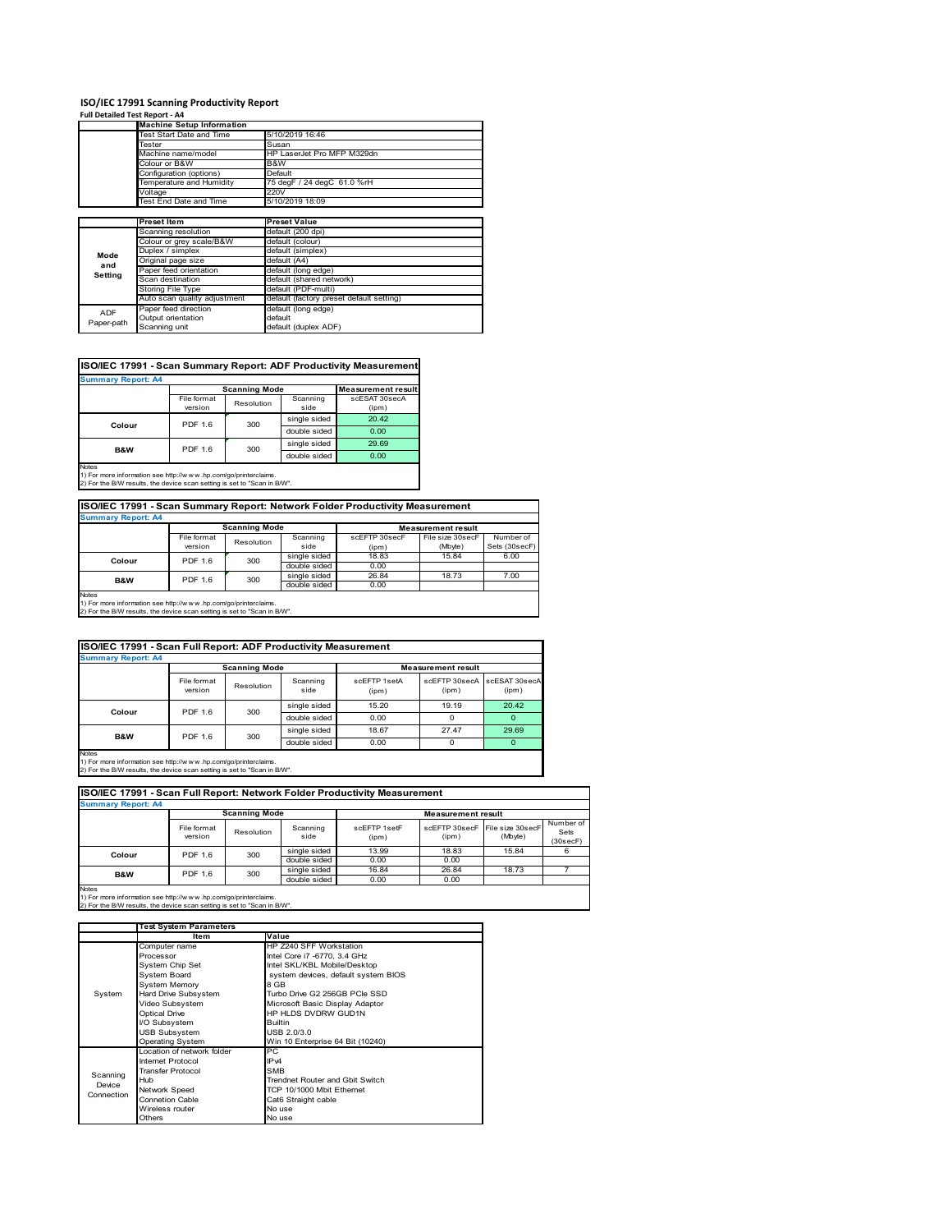# ISO/IEC 17991 Scanning Productivity Report

**Full Detailed Test Report - A4**

| | Machine Setup Information | |
|---|---|---|
| | Test Start Date and Time | 5/10/2019 16:46 |
| | Tester | Susan |
| | Machine name/model | HP LaserJet Pro MFP M329dn |
| | Colour or B&W | B&W |
| | Configuration (options) | Default |
| | Temperature and Humidity | 75 degF / 24 degC 61.0 %rH |
| | Voltage | 220V |
| | Test End Date and Time | 5/10/2019 18:09 |

| | Preset Item | Preset Value |
|---|---|---|
| Mode and Setting | Scanning resolution | default (200 dpi) |
| | Colour or grey scale/B&W | default (colour) |
| | Duplex / simplex | default (simplex) |
| | Original page size | default (A4) |
| | Paper feed orientation | default (long edge) |
| | Scan destination | default (shared network) |
| | Storing File Type | default (PDF-multi) |
| | Auto scan quality adjustment | default (factory preset default setting) |
| ADF Paper-path | Paper feed direction | default (long edge) |
| | Output orientation | default |
| | Scanning unit | default (duplex ADF) |

## ISO/IEC 17991 - Scan Summary Report: ADF Productivity Measurement

**Summary Report: A4**

| | Scanning Mode | | | Measurement result |
|---|---|---|---|---|
| | File format version | Resolution | Scanning side | scESAT 30secA (ipm) |
| Colour | PDF 1.6 | 300 | single sided | 20.42 |
| | | | double sided | 0.00 |
| B&W | PDF 1.6 | 300 | single sided | 29.69 |
| | | | double sided | 0.00 |

Notes
1) For more information see http://www.hp.com/go/printerclaims.
2) For the B/W results, the device scan setting is set to "Scan in B/W".

## ISO/IEC 17991 - Scan Summary Report: Network Folder Productivity Measurement

**Summary Report: A4**

| | Scanning Mode | | | Measurement result | | |
|---|---|---|---|---|---|---|
| | File format version | Resolution | Scanning side | scEFTP 30secF (ipm) | File size 30secF (Mbyte) | Number of Sets (30secF) |
| Colour | PDF 1.6 | 300 | single sided | 18.83 | 15.84 | 6.00 |
| | | | double sided | 0.00 | | |
| B&W | PDF 1.6 | 300 | single sided | 26.84 | 18.73 | 7.00 |
| | | | double sided | 0.00 | | |

Notes
1) For more information see http://www.hp.com/go/printerclaims.
2) For the B/W results, the device scan setting is set to "Scan in B/W".

## ISO/IEC 17991 - Scan Full Report: ADF Productivity Measurement

**Summary Report: A4**

| | Scanning Mode | | | Measurement result | | |
|---|---|---|---|---|---|---|
| | File format version | Resolution | Scanning side | scEFTP 1setA (ipm) | scEFTP 30secA (ipm) | scESAT 30secA (ipm) |
| Colour | PDF 1.6 | 300 | single sided | 15.20 | 19.19 | 20.42 |
| | | | double sided | 0.00 | 0 | 0 |
| B&W | PDF 1.6 | 300 | single sided | 18.67 | 27.47 | 29.69 |
| | | | double sided | 0.00 | 0 | 0 |

Notes
1) For more information see http://www.hp.com/go/printerclaims.
2) For the B/W results, the device scan setting is set to "Scan in B/W".

## ISO/IEC 17991 - Scan Full Report: Network Folder Productivity Measurement

**Summary Report: A4**

| | Scanning Mode | | | Measurement result | | | |
|---|---|---|---|---|---|---|---|
| | File format version | Resolution | Scanning side | scEFTP 1setF (ipm) | scEFTP 30secF (ipm) | File size 30secF (Mbyte) | Number of Sets (30secF) |
| Colour | PDF 1.6 | 300 | single sided | 13.99 | 18.83 | 15.84 | 6 |
| | | | double sided | 0.00 | 0.00 | | |
| B&W | PDF 1.6 | 300 | single sided | 16.84 | 26.84 | 18.73 | 7 |
| | | | double sided | 0.00 | 0.00 | | |

Notes
1) For more information see http://www.hp.com/go/printerclaims.
2) For the B/W results, the device scan setting is set to "Scan in B/W".

| | Test System Parameters | |
|---|---|---|
| | Item | Value |
| System | Computer name | HP Z240 SFF Workstation |
| | Processor | Intel Core i7 -6770, 3.4 GHz |
| | System Chip Set | Intel SKL/KBL Mobile/Desktop |
| | System Board | system devices, default system BIOS |
| | System Memory | 8 GB |
| | Hard Drive Subsystem | Turbo Drive G2 256GB PCIe SSD |
| | Video Subsystem | Microsoft Basic Display Adaptor |
| | Optical Drive | HP HLDS DVDRW GUD1N |
| | I/O Subsystem | Builtin |
| | USB Subsystem | USB 2.0/3.0 |
| | Operating System | Win 10 Enterprise 64 Bit (10240) |
| Scanning Device Connection | Location of network folder | PC |
| | Internet Protocol | IPv4 |
| | Transfer Protocol | SMB |
| | Hub | Trendnet Router and Gbit Switch |
| | Network Speed | TCP 10/1000 Mbit Ethernet |
| | Connetion Cable | Cat6 Straight cable |
| | Wireless router | No use |
| | Others | No use |